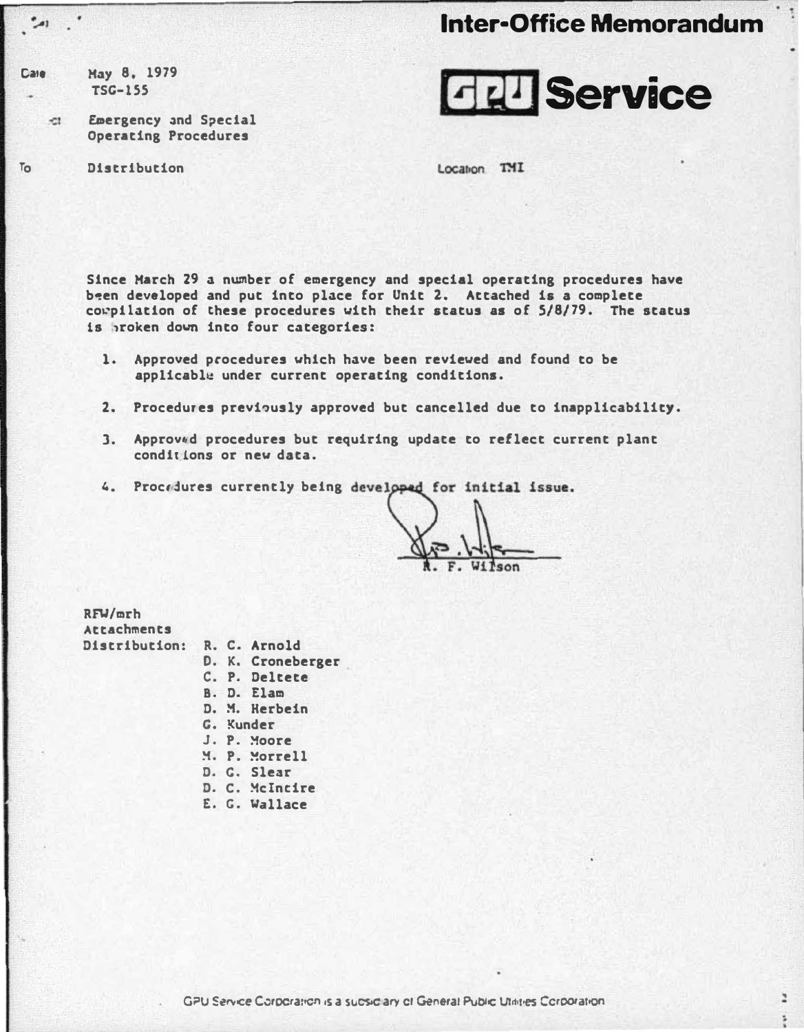# Inter-Office Memorandum

**GPU Service**

Date: May 8, 1979
TSG-155

Subject: Emergency and Special Operating Procedures

To: Distribution

Location: TMI

Since March 29 a number of emergency and special operating procedures have been developed and put into place for Unit 2. Attached is a complete compilation of these procedures with their status as of 5/8/79. The status is broken down into four categories:

1. Approved procedures which have been reviewed and found to be applicable under current operating conditions.
2. Procedures previously approved but cancelled due to inapplicability.
3. Approved procedures but requiring update to reflect current plant conditions or new data.
4. Procedures currently being developed for initial issue.

R. F. Wilson

RFW/mrh
Attachments
Distribution:
- R. C. Arnold
- D. K. Croneberger
- C. P. Deltete
- B. D. Elam
- D. M. Herbein
- G. Kunder
- J. P. Moore
- M. P. Morrell
- D. G. Slear
- D. C. McIntire
- E. G. Wallace

GPU Service Corporation is a subsidiary of General Public Utilities Corporation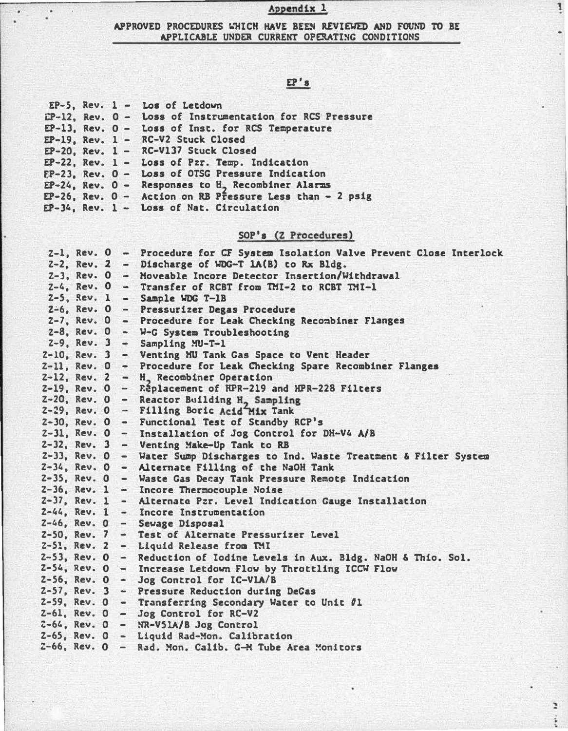## Appendix 1

### APPROVED PROCEDURES WHICH HAVE BEEN REVIEWED AND FOUND TO BE APPLICABLE UNDER CURRENT OPERATING CONDITIONS

#### EP's

- EP-5, Rev. 1 - Los of Letdown
- EP-12, Rev. 0 - Loss of Instrumentation for RCS Pressure
- EP-13, Rev. 0 - Loss of Inst. for RCS Temperature
- EP-19, Rev. 1 - RC-V2 Stuck Closed
- EP-20, Rev. 1 - RC-V137 Stuck Closed
- EP-22, Rev. 1 - Loss of Pzr. Temp. Indication
- EP-23, Rev. 0 - Loss of OTSG Pressure Indication
- EP-24, Rev. 0 - Responses to $H_2$ Recombiner Alarms
- EP-26, Rev. 0 - Action on RB Pressure Less than - 2 psig
- EP-34, Rev. 1 - Loss of Nat. Circulation

#### SOP's (Z Procedures)

- Z-1, Rev. 0 - Procedure for CF System Isolation Valve Prevent Close Interlock
- Z-2, Rev. 2 - Discharge of WDG-T 1A(B) to Rx Bldg.
- Z-3, Rev. 0 - Moveable Incore Detector Insertion/Withdrawal
- Z-4, Rev. 0 - Transfer of RCBT from TMI-2 to RCBT TMI-1
- Z-5, Rev. 1 - Sample WDG T-1B
- Z-6, Rev. 0 - Pressurizer Degas Procedure
- Z-7, Rev. 0 - Procedure for Leak Checking Recombiner Flanges
- Z-8, Rev. 0 - W-G System Troubleshooting
- Z-9, Rev. 3 - Sampling MU-T-1
- Z-10, Rev. 3 - Venting MU Tank Gas Space to Vent Header
- Z-11, Rev. 0 - Procedure for Leak Checking Spare Recombiner Flanges
- Z-12, Rev. 2 - $H_2$ Recombiner Operation
- Z-19, Rev. 0 - Replacement of HPR-219 and HPR-228 Filters
- Z-20, Rev. 0 - Reactor Building $H_2$ Sampling
- Z-29, Rev. 0 - Filling Boric Acid Mix Tank
- Z-30, Rev. 0 - Functional Test of Standby RCP's
- Z-31, Rev. 0 - Installation of Jog Control for DH-V4 A/B
- Z-32, Rev. 3 - Venting Make-Up Tank to RB
- Z-33, Rev. 0 - Water Sump Discharges to Ind. Waste Treatment & Filter System
- Z-34, Rev. 0 - Alternate Filling of the NaOH Tank
- Z-35, Rev. 0 - Waste Gas Decay Tank Pressure Remote Indication
- Z-36, Rev. 1 - Incore Thermocouple Noise
- Z-37, Rev. 1 - Alternate Pzr. Level Indication Gauge Installation
- Z-44, Rev. 1 - Incore Instrumentation
- Z-46, Rev. 0 - Sewage Disposal
- Z-50, Rev. 7 - Test of Alternate Pressurizer Level
- Z-51, Rev. 2 - Liquid Release from TMI
- Z-53, Rev. 0 - Reduction of Iodine Levels in Aux. Bldg. NaOH & Thio. Sol.
- Z-54, Rev. 0 - Increase Letdown Flow by Throttling ICCW Flow
- Z-56, Rev. 0 - Jog Control for IC-V1A/B
- Z-57, Rev. 3 - Pressure Reduction during DeGas
- Z-59, Rev. 0 - Transferring Secondary Water to Unit #1
- Z-61, Rev. 0 - Jog Control for RC-V2
- Z-64, Rev. 0 - NR-V51A/B Jog Control
- Z-65, Rev. 0 - Liquid Rad-Mon. Calibration
- Z-66, Rev. 0 - Rad. Mon. Calib. G-M Tube Area Monitors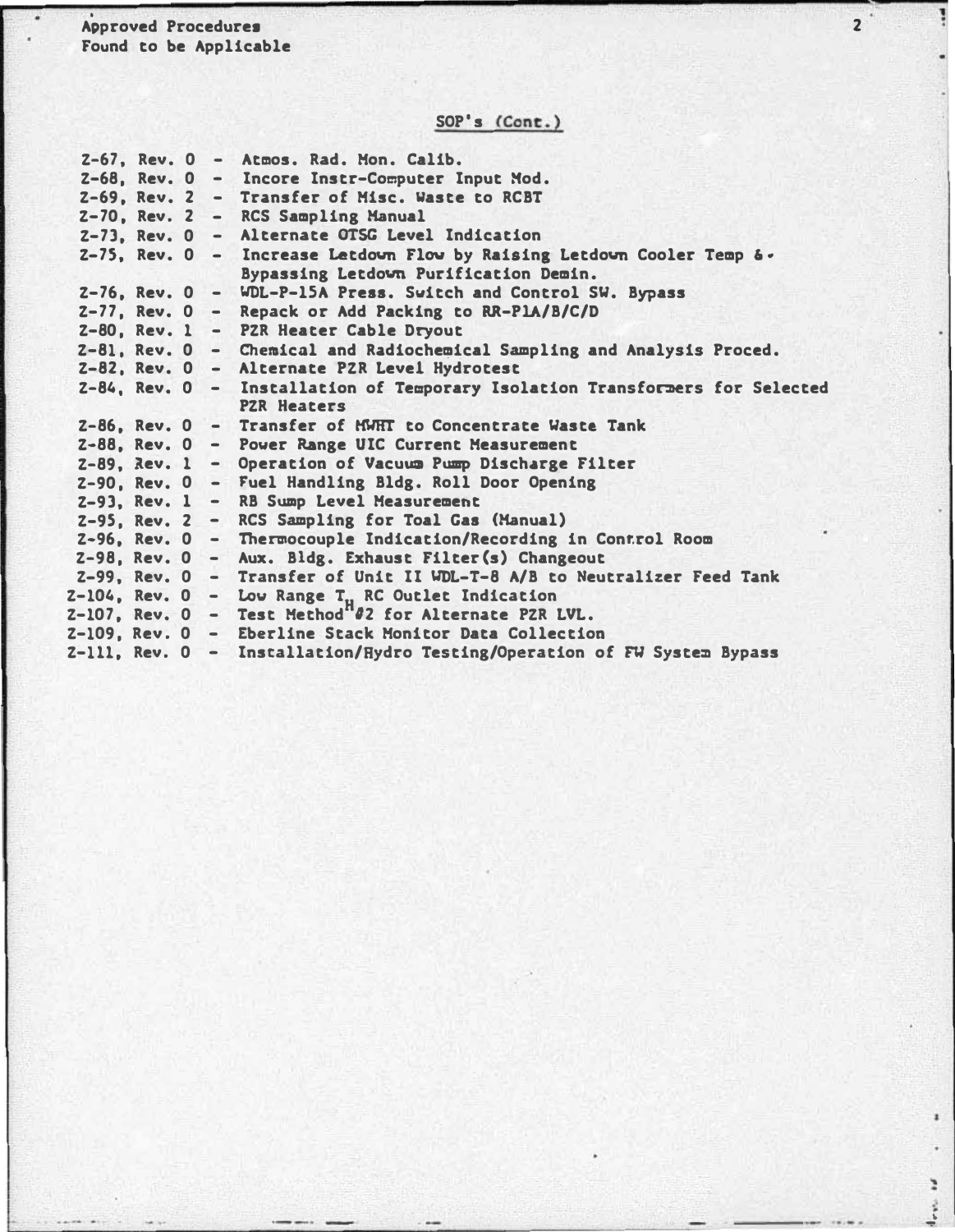Approved Procedures
Found to be Applicable

## SOP's (Cont.)

- Z-67, Rev. 0 - Atmos. Rad. Mon. Calib.
- Z-68, Rev. 0 - Incore Instr-Computer Input Mod.
- Z-69, Rev. 2 - Transfer of Misc. Waste to RCBT
- Z-70, Rev. 2 - RCS Sampling Manual
- Z-73, Rev. 0 - Alternate OTSG Level Indication
- Z-75, Rev. 0 - Increase Letdown Flow by Raising Letdown Cooler Temp & Bypassing Letdown Purification Demin.
- Z-76, Rev. 0 - WDL-P-15A Press. Switch and Control SW. Bypass
- Z-77, Rev. 0 - Repack or Add Packing to RR-P1A/B/C/D
- Z-80, Rev. 1 - PZR Heater Cable Dryout
- Z-81, Rev. 0 - Chemical and Radiochemical Sampling and Analysis Proced.
- Z-82, Rev. 0 - Alternate PZR Level Hydrotest
- Z-84, Rev. 0 - Installation of Temporary Isolation Transformers for Selected PZR Heaters
- Z-86, Rev. 0 - Transfer of MWHT to Concentrate Waste Tank
- Z-88, Rev. 0 - Power Range UIC Current Measurement
- Z-89, Rev. 1 - Operation of Vacuum Pump Discharge Filter
- Z-90, Rev. 0 - Fuel Handling Bldg. Roll Door Opening
- Z-93, Rev. 1 - RB Sump Level Measurement
- Z-95, Rev. 2 - RCS Sampling for Toal Gas (Manual)
- Z-96, Rev. 0 - Thermocouple Indication/Recording in Control Room
- Z-98, Rev. 0 - Aux. Bldg. Exhaust Filter(s) Changeout
- Z-99, Rev. 0 - Transfer of Unit II WDL-T-8 A/B to Neutralizer Feed Tank
- Z-104, Rev. 0 - Low Range $T_H$ RC Outlet Indication
- Z-107, Rev. 0 - Test Method #2 for Alternate PZR LVL.
- Z-109, Rev. 0 - Eberline Stack Monitor Data Collection
- Z-111, Rev. 0 - Installation/Hydro Testing/Operation of FW System Bypass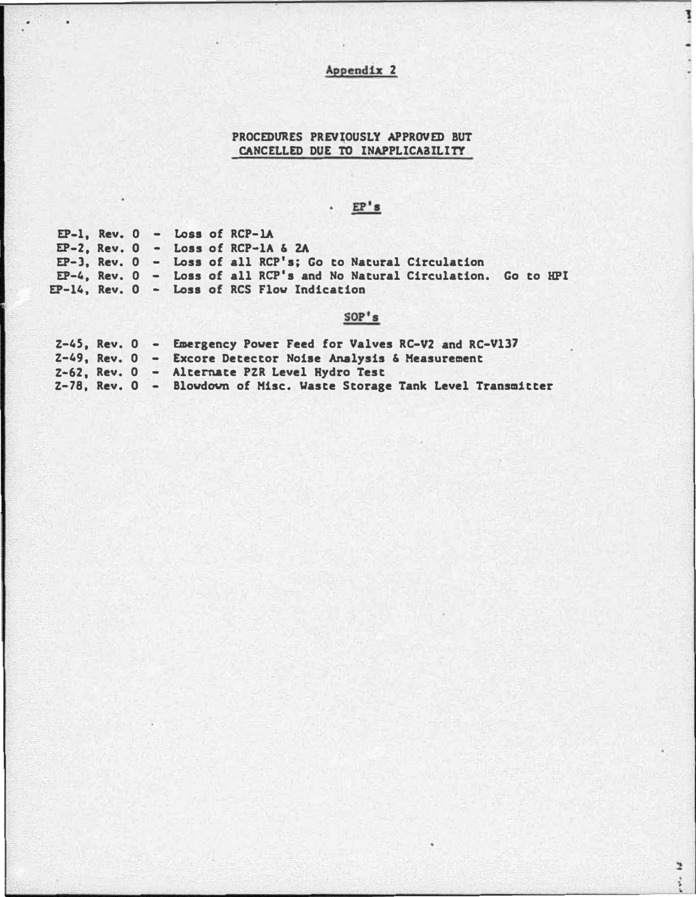## Appendix 2

### PROCEDURES PREVIOUSLY APPROVED BUT CANCELLED DUE TO INAPPLICABILITY

#### EP's

- EP-1, Rev. 0 - Loss of RCP-1A
- EP-2, Rev. 0 - Loss of RCP-1A & 2A
- EP-3, Rev. 0 - Loss of all RCP's; Go to Natural Circulation
- EP-4, Rev. 0 - Loss of all RCP's and No Natural Circulation. Go to HPI
- EP-14, Rev. 0 - Loss of RCS Flow Indication

#### SOP's

- Z-45, Rev. 0 - Emergency Power Feed for Valves RC-V2 and RC-V137
- Z-49, Rev. 0 - Excore Detector Noise Analysis & Measurement
- Z-62, Rev. 0 - Alternate PZR Level Hydro Test
- Z-78, Rev. 0 - Blowdown of Misc. Waste Storage Tank Level Transmitter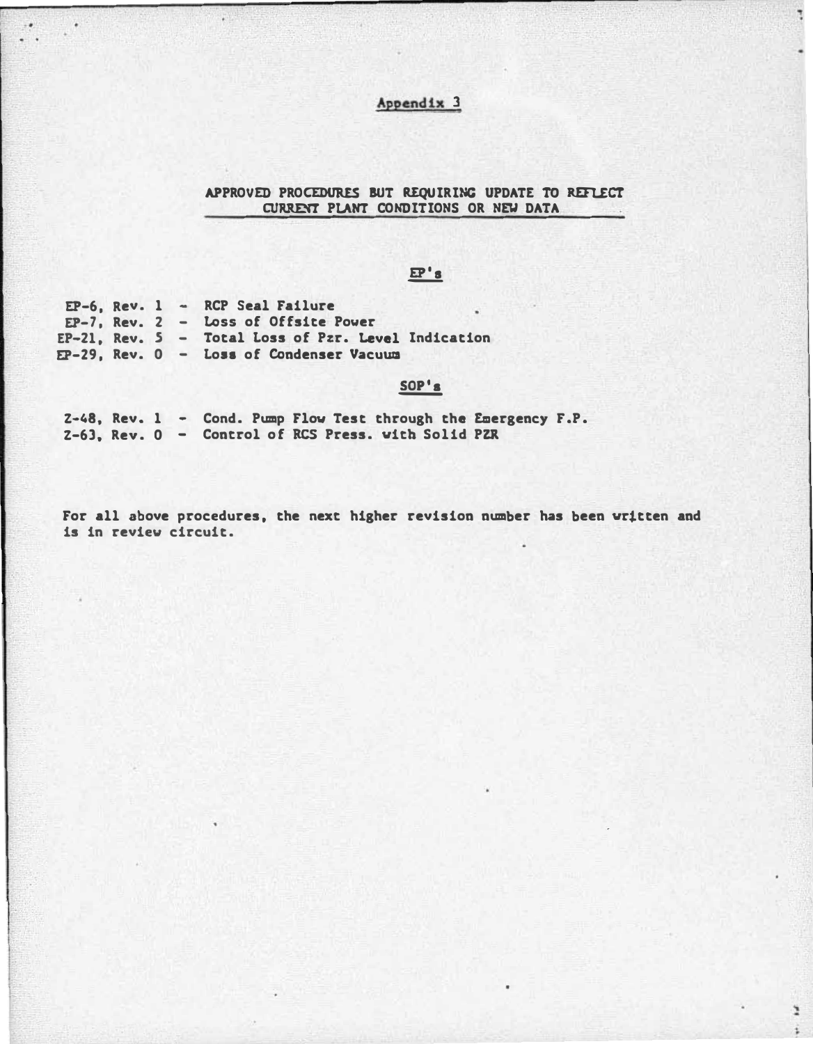# Appendix 3

## APPROVED PROCEDURES BUT REQUIRING UPDATE TO REFLECT CURRENT PLANT CONDITIONS OR NEW DATA

### EP's

EP-6, Rev. 1 - RCP Seal Failure
EP-7, Rev. 2 - Loss of Offsite Power
EP-21, Rev. 5 - Total Loss of Pzr. Level Indication
EP-29, Rev. 0 - Loss of Condenser Vacuum

### SOP's

Z-48, Rev. 1 - Cond. Pump Flow Test through the Emergency F.P.
Z-63, Rev. 0 - Control of RCS Press. with Solid PZR

For all above procedures, the next higher revision number has been written and is in review circuit.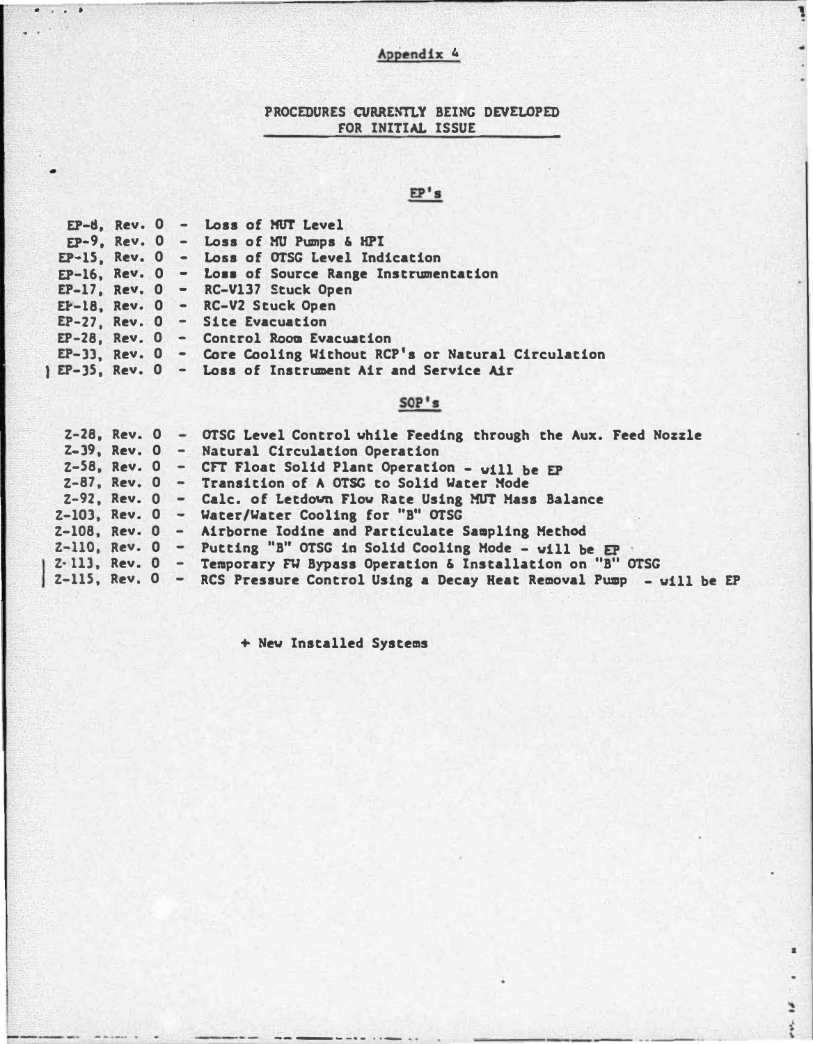Appendix 4

## PROCEDURES CURRENTLY BEING DEVELOPED FOR INITIAL ISSUE

### EP's

EP-8, Rev. 0 - Loss of MUT Level
EP-9, Rev. 0 - Loss of MU Pumps & HPI
EP-15, Rev. 0 - Loss of OTSG Level Indication
EP-16, Rev. 0 - Loss of Source Range Instrumentation
EP-17, Rev. 0 - RC-V137 Stuck Open
EP-18, Rev. 0 - RC-V2 Stuck Open
EP-27, Rev. 0 - Site Evacuation
EP-28, Rev. 0 - Control Room Evacuation
EP-33, Rev. 0 - Core Cooling Without RCP's or Natural Circulation
EP-35, Rev. 0 - Loss of Instrument Air and Service Air

### SOP's

Z-28, Rev. 0 - OTSG Level Control while Feeding through the Aux. Feed Nozzle
Z-39, Rev. 0 - Natural Circulation Operation
Z-58, Rev. 0 - CFT Float Solid Plant Operation - will be EP
Z-87, Rev. 0 - Transition of A OTSG to Solid Water Mode
Z-92, Rev. 0 - Calc. of Letdown Flow Rate Using MUT Mass Balance
Z-103, Rev. 0 - Water/Water Cooling for "B" OTSG
Z-108, Rev. 0 - Airborne Iodine and Particulate Sampling Method
Z-110, Rev. 0 - Putting "B" OTSG in Solid Cooling Mode - will be EP
Z-113, Rev. 0 - Temporary FW Bypass Operation & Installation on "B" OTSG
Z-115, Rev. 0 - RCS Pressure Control Using a Decay Heat Removal Pump - will be EP

+ New Installed Systems